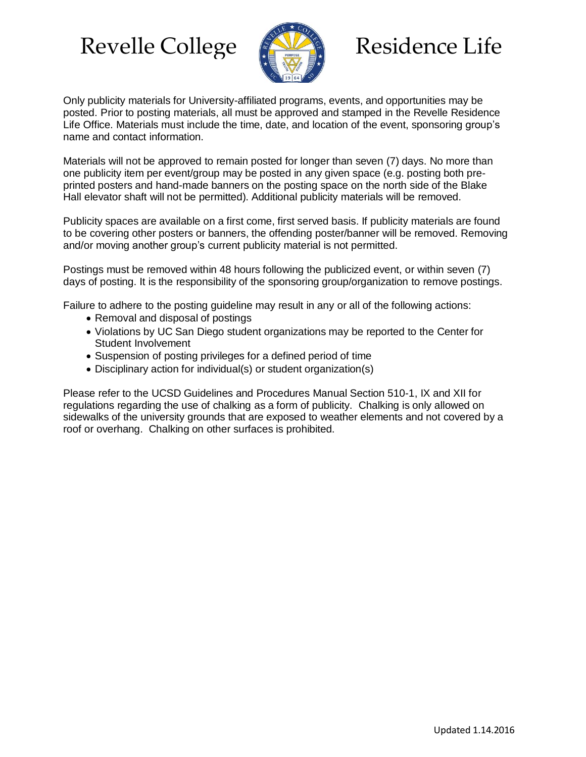# Revelle College Residence Life

Only publicity materials for University-affiliated programs, events, and opportunities may be posted. Prior to posting materials, all must be approved and stamped in the Revelle Residence Life Office. Materials must include the time, date, and location of the event, sponsoring group's name and contact information.

Materials will not be approved to remain posted for longer than seven (7) days. No more than one publicity item per event/group may be posted in any given space (e.g. posting both pre-printed posters and hand-made banners on the posting space on the north side of the Blake Hall elevator shaft will not be permitted). Additional publicity materials will be removed.

Publicity spaces are available on a first come, first served basis. If publicity materials are found to be covering other posters or banners, the offending poster/banner will be removed. Removing and/or moving another group's current publicity material is not permitted.

Postings must be removed within 48 hours following the publicized event, or within seven (7) days of posting. It is the responsibility of the sponsoring group/organization to remove postings.

Failure to adhere to the posting guideline may result in any or all of the following actions:

- Removal and disposal of postings
- Violations by UC San Diego student organizations may be reported to the Center for Student Involvement
- Suspension of posting privileges for a defined period of time
- Disciplinary action for individual(s) or student organization(s)

Please refer to the UCSD Guidelines and Procedures Manual Section 510-1, IX and XII for regulations regarding the use of chalking as a form of publicity. Chalking is only allowed on sidewalks of the university grounds that are exposed to weather elements and not covered by a roof or overhang. Chalking on other surfaces is prohibited.

Updated 1.14.2016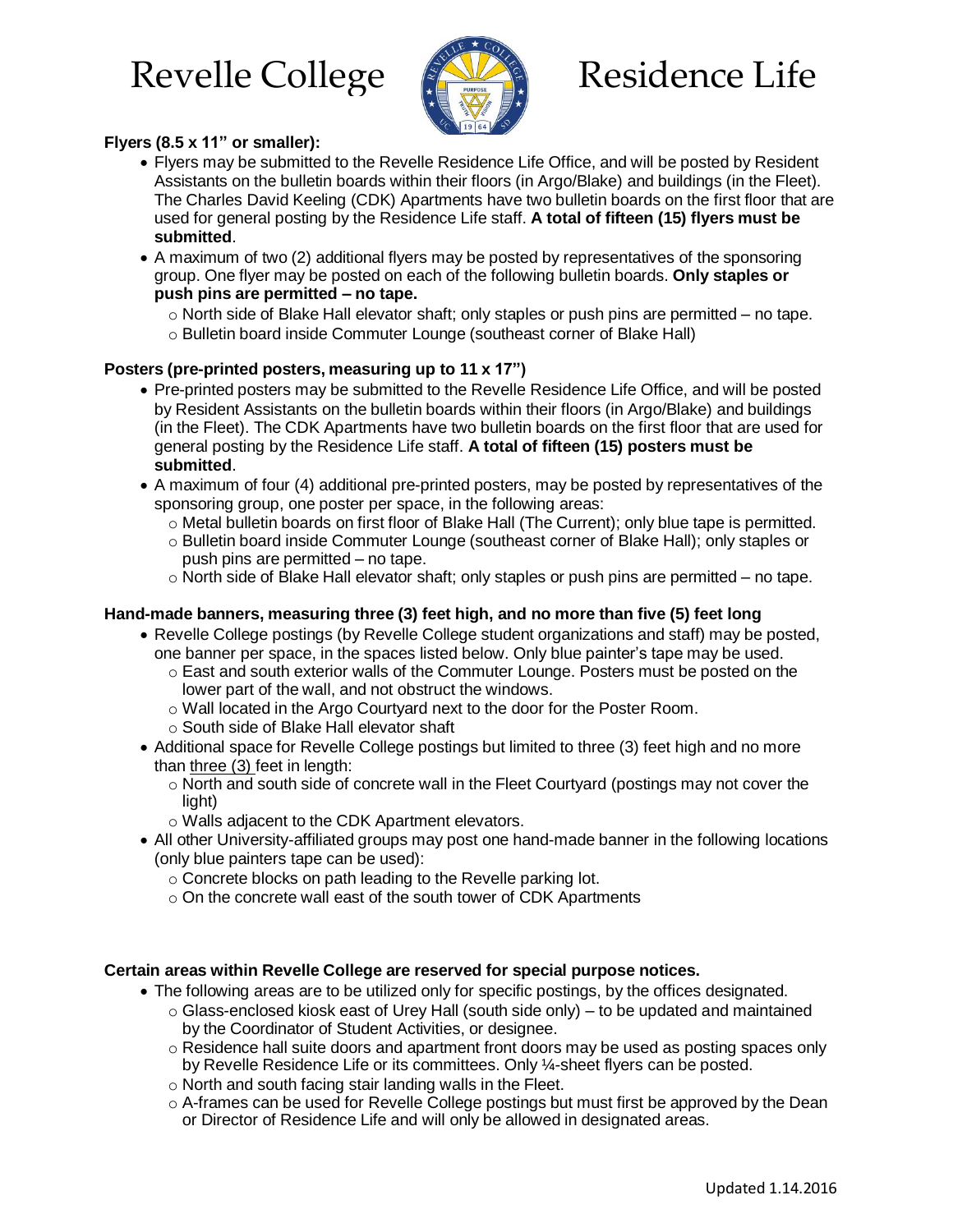# Revelle College Residence Life

**Flyers (8.5 x 11" or smaller):**

- Flyers may be submitted to the Revelle Residence Life Office, and will be posted by Resident Assistants on the bulletin boards within their floors (in Argo/Blake) and buildings (in the Fleet). The Charles David Keeling (CDK) Apartments have two bulletin boards on the first floor that are used for general posting by the Residence Life staff. **A total of fifteen (15) flyers must be submitted**.
- A maximum of two (2) additional flyers may be posted by representatives of the sponsoring group. One flyer may be posted on each of the following bulletin boards. **Only staples or push pins are permitted – no tape.**
  - North side of Blake Hall elevator shaft; only staples or push pins are permitted – no tape.
  - Bulletin board inside Commuter Lounge (southeast corner of Blake Hall)

**Posters (pre-printed posters, measuring up to 11 x 17")**

- Pre-printed posters may be submitted to the Revelle Residence Life Office, and will be posted by Resident Assistants on the bulletin boards within their floors (in Argo/Blake) and buildings (in the Fleet). The CDK Apartments have two bulletin boards on the first floor that are used for general posting by the Residence Life staff. **A total of fifteen (15) posters must be submitted**.
- A maximum of four (4) additional pre-printed posters, may be posted by representatives of the sponsoring group, one poster per space, in the following areas:
  - Metal bulletin boards on first floor of Blake Hall (The Current); only blue tape is permitted.
  - Bulletin board inside Commuter Lounge (southeast corner of Blake Hall); only staples or push pins are permitted – no tape.
  - North side of Blake Hall elevator shaft; only staples or push pins are permitted – no tape.

**Hand-made banners, measuring three (3) feet high, and no more than five (5) feet long**

- Revelle College postings (by Revelle College student organizations and staff) may be posted, one banner per space, in the spaces listed below. Only blue painter's tape may be used.
  - East and south exterior walls of the Commuter Lounge. Posters must be posted on the lower part of the wall, and not obstruct the windows.
  - Wall located in the Argo Courtyard next to the door for the Poster Room.
  - South side of Blake Hall elevator shaft
- Additional space for Revelle College postings but limited to three (3) feet high and no more than three (3) feet in length:
  - North and south side of concrete wall in the Fleet Courtyard (postings may not cover the light)
  - Walls adjacent to the CDK Apartment elevators.
- All other University-affiliated groups may post one hand-made banner in the following locations (only blue painters tape can be used):
  - Concrete blocks on path leading to the Revelle parking lot.
  - On the concrete wall east of the south tower of CDK Apartments

**Certain areas within Revelle College are reserved for special purpose notices.**

- The following areas are to be utilized only for specific postings, by the offices designated.
  - Glass-enclosed kiosk east of Urey Hall (south side only) – to be updated and maintained by the Coordinator of Student Activities, or designee.
  - Residence hall suite doors and apartment front doors may be used as posting spaces only by Revelle Residence Life or its committees. Only ¼-sheet flyers can be posted.
  - North and south facing stair landing walls in the Fleet.
  - A-frames can be used for Revelle College postings but must first be approved by the Dean or Director of Residence Life and will only be allowed in designated areas.

Updated 1.14.2016